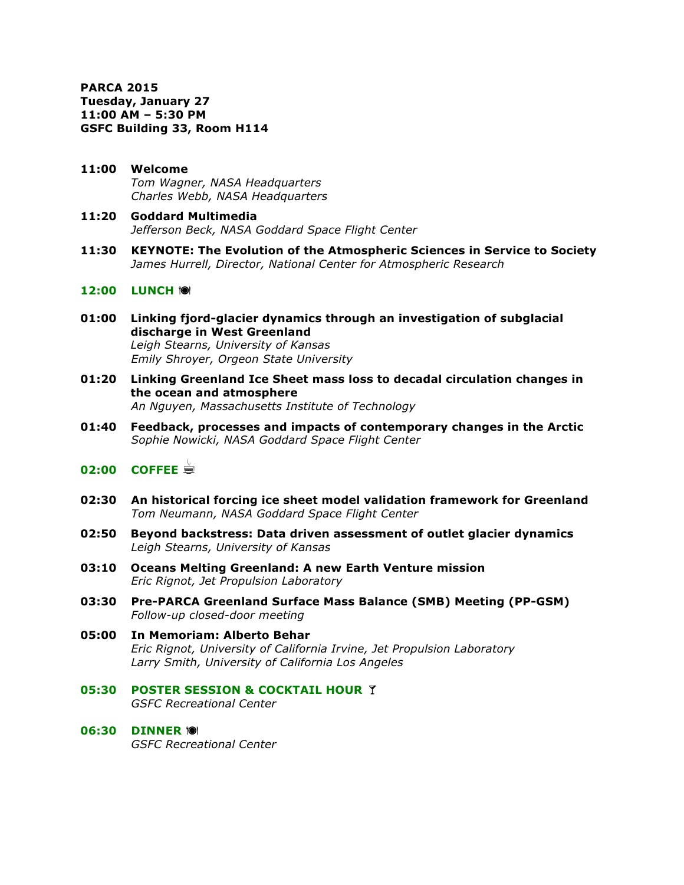**PARCA 2015**
**Tuesday, January 27**
**11:00 AM – 5:30 PM**
**GSFC Building 33, Room H114**

**11:00** **Welcome**
*Tom Wagner, NASA Headquarters*
*Charles Webb, NASA Headquarters*

**11:20** **Goddard Multimedia**
*Jefferson Beck, NASA Goddard Space Flight Center*

**11:30** **KEYNOTE: The Evolution of the Atmospheric Sciences in Service to Society**
*James Hurrell, Director, National Center for Atmospheric Research*

**12:00** **LUNCH**

**01:00** **Linking fjord-glacier dynamics through an investigation of subglacial discharge in West Greenland**
*Leigh Stearns, University of Kansas*
*Emily Shroyer, Orgeon State University*

**01:20** **Linking Greenland Ice Sheet mass loss to decadal circulation changes in the ocean and atmosphere**
*An Nguyen, Massachusetts Institute of Technology*

**01:40** **Feedback, processes and impacts of contemporary changes in the Arctic**
*Sophie Nowicki, NASA Goddard Space Flight Center*

**02:00** **COFFEE**

**02:30** **An historical forcing ice sheet model validation framework for Greenland**
*Tom Neumann, NASA Goddard Space Flight Center*

**02:50** **Beyond backstress: Data driven assessment of outlet glacier dynamics**
*Leigh Stearns, University of Kansas*

**03:10** **Oceans Melting Greenland: A new Earth Venture mission**
*Eric Rignot, Jet Propulsion Laboratory*

**03:30** **Pre-PARCA Greenland Surface Mass Balance (SMB) Meeting (PP-GSM)**
*Follow-up closed-door meeting*

**05:00** **In Memoriam: Alberto Behar**
*Eric Rignot, University of California Irvine, Jet Propulsion Laboratory*
*Larry Smith, University of California Los Angeles*

**05:30** **POSTER SESSION & COCKTAIL HOUR**
*GSFC Recreational Center*

**06:30** **DINNER**
*GSFC Recreational Center*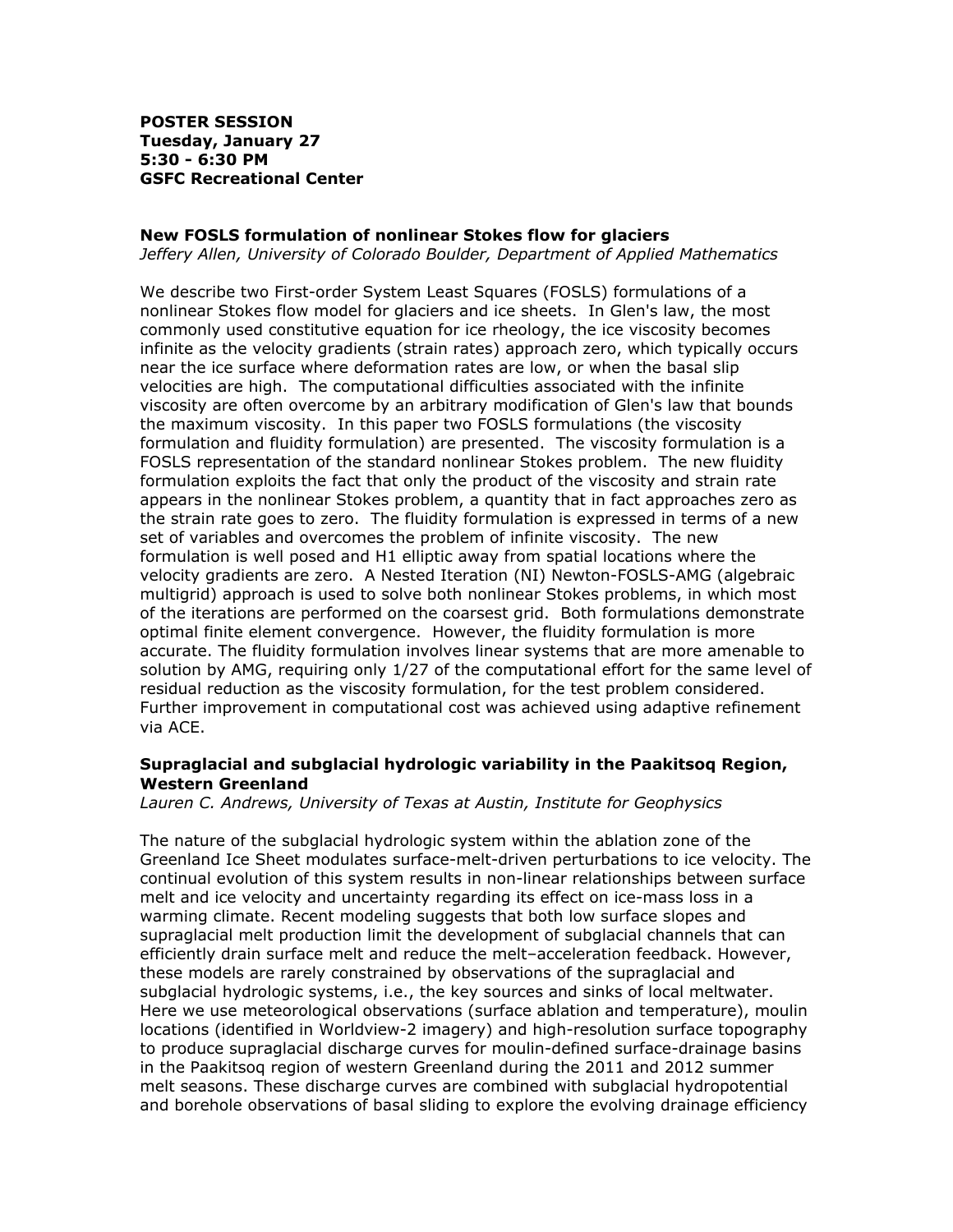**POSTER SESSION**
**Tuesday, January 27**
**5:30 - 6:30 PM**
**GSFC Recreational Center**

**New FOSLS formulation of nonlinear Stokes flow for glaciers**
*Jeffery Allen, University of Colorado Boulder, Department of Applied Mathematics*

We describe two First-order System Least Squares (FOSLS) formulations of a nonlinear Stokes flow model for glaciers and ice sheets. In Glen's law, the most commonly used constitutive equation for ice rheology, the ice viscosity becomes infinite as the velocity gradients (strain rates) approach zero, which typically occurs near the ice surface where deformation rates are low, or when the basal slip velocities are high. The computational difficulties associated with the infinite viscosity are often overcome by an arbitrary modification of Glen's law that bounds the maximum viscosity. In this paper two FOSLS formulations (the viscosity formulation and fluidity formulation) are presented. The viscosity formulation is a FOSLS representation of the standard nonlinear Stokes problem. The new fluidity formulation exploits the fact that only the product of the viscosity and strain rate appears in the nonlinear Stokes problem, a quantity that in fact approaches zero as the strain rate goes to zero. The fluidity formulation is expressed in terms of a new set of variables and overcomes the problem of infinite viscosity. The new formulation is well posed and H1 elliptic away from spatial locations where the velocity gradients are zero. A Nested Iteration (NI) Newton-FOSLS-AMG (algebraic multigrid) approach is used to solve both nonlinear Stokes problems, in which most of the iterations are performed on the coarsest grid. Both formulations demonstrate optimal finite element convergence. However, the fluidity formulation is more accurate. The fluidity formulation involves linear systems that are more amenable to solution by AMG, requiring only 1/27 of the computational effort for the same level of residual reduction as the viscosity formulation, for the test problem considered. Further improvement in computational cost was achieved using adaptive refinement via ACE.

**Supraglacial and subglacial hydrologic variability in the Paakitsoq Region, Western Greenland**
*Lauren C. Andrews, University of Texas at Austin, Institute for Geophysics*

The nature of the subglacial hydrologic system within the ablation zone of the Greenland Ice Sheet modulates surface-melt-driven perturbations to ice velocity. The continual evolution of this system results in non-linear relationships between surface melt and ice velocity and uncertainty regarding its effect on ice-mass loss in a warming climate. Recent modeling suggests that both low surface slopes and supraglacial melt production limit the development of subglacial channels that can efficiently drain surface melt and reduce the melt–acceleration feedback. However, these models are rarely constrained by observations of the supraglacial and subglacial hydrologic systems, i.e., the key sources and sinks of local meltwater. Here we use meteorological observations (surface ablation and temperature), moulin locations (identified in Worldview-2 imagery) and high-resolution surface topography to produce supraglacial discharge curves for moulin-defined surface-drainage basins in the Paakitsoq region of western Greenland during the 2011 and 2012 summer melt seasons. These discharge curves are combined with subglacial hydropotential and borehole observations of basal sliding to explore the evolving drainage efficiency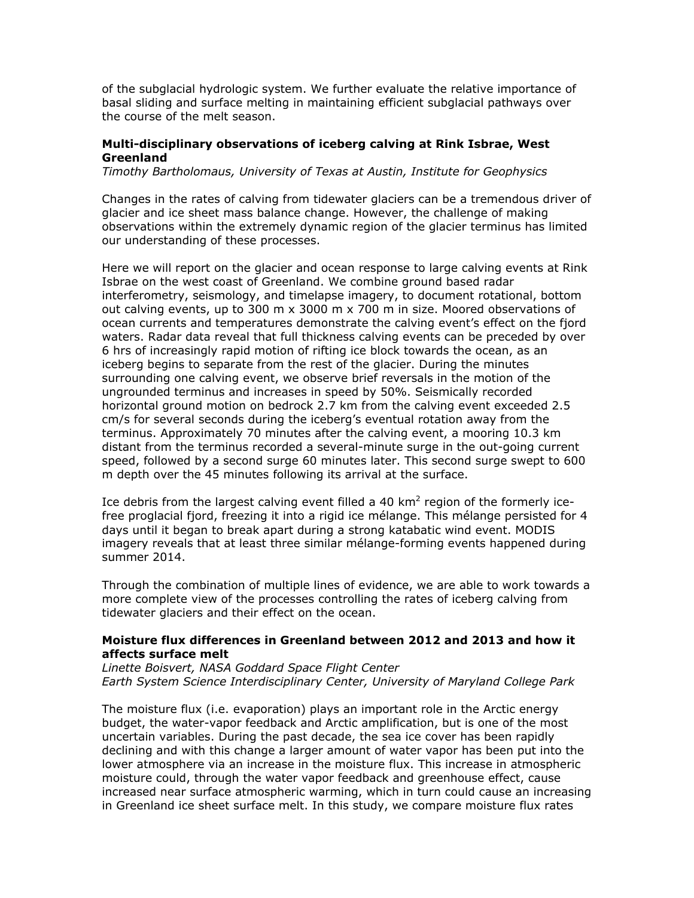of the subglacial hydrologic system. We further evaluate the relative importance of basal sliding and surface melting in maintaining efficient subglacial pathways over the course of the melt season.

**Multi-disciplinary observations of iceberg calving at Rink Isbrae, West Greenland**
*Timothy Bartholomaus, University of Texas at Austin, Institute for Geophysics*

Changes in the rates of calving from tidewater glaciers can be a tremendous driver of glacier and ice sheet mass balance change. However, the challenge of making observations within the extremely dynamic region of the glacier terminus has limited our understanding of these processes.

Here we will report on the glacier and ocean response to large calving events at Rink Isbrae on the west coast of Greenland. We combine ground based radar interferometry, seismology, and timelapse imagery, to document rotational, bottom out calving events, up to 300 m x 3000 m x 700 m in size. Moored observations of ocean currents and temperatures demonstrate the calving event's effect on the fjord waters. Radar data reveal that full thickness calving events can be preceded by over 6 hrs of increasingly rapid motion of rifting ice block towards the ocean, as an iceberg begins to separate from the rest of the glacier. During the minutes surrounding one calving event, we observe brief reversals in the motion of the ungrounded terminus and increases in speed by 50%. Seismically recorded horizontal ground motion on bedrock 2.7 km from the calving event exceeded 2.5 cm/s for several seconds during the iceberg's eventual rotation away from the terminus. Approximately 70 minutes after the calving event, a mooring 10.3 km distant from the terminus recorded a several-minute surge in the out-going current speed, followed by a second surge 60 minutes later. This second surge swept to 600 m depth over the 45 minutes following its arrival at the surface.

Ice debris from the largest calving event filled a 40 $km^2$ region of the formerly ice-free proglacial fjord, freezing it into a rigid ice mélange. This mélange persisted for 4 days until it began to break apart during a strong katabatic wind event. MODIS imagery reveals that at least three similar mélange-forming events happened during summer 2014.

Through the combination of multiple lines of evidence, we are able to work towards a more complete view of the processes controlling the rates of iceberg calving from tidewater glaciers and their effect on the ocean.

**Moisture flux differences in Greenland between 2012 and 2013 and how it affects surface melt**
*Linette Boisvert, NASA Goddard Space Flight Center*
*Earth System Science Interdisciplinary Center, University of Maryland College Park*

The moisture flux (i.e. evaporation) plays an important role in the Arctic energy budget, the water-vapor feedback and Arctic amplification, but is one of the most uncertain variables. During the past decade, the sea ice cover has been rapidly declining and with this change a larger amount of water vapor has been put into the lower atmosphere via an increase in the moisture flux. This increase in atmospheric moisture could, through the water vapor feedback and greenhouse effect, cause increased near surface atmospheric warming, which in turn could cause an increasing in Greenland ice sheet surface melt. In this study, we compare moisture flux rates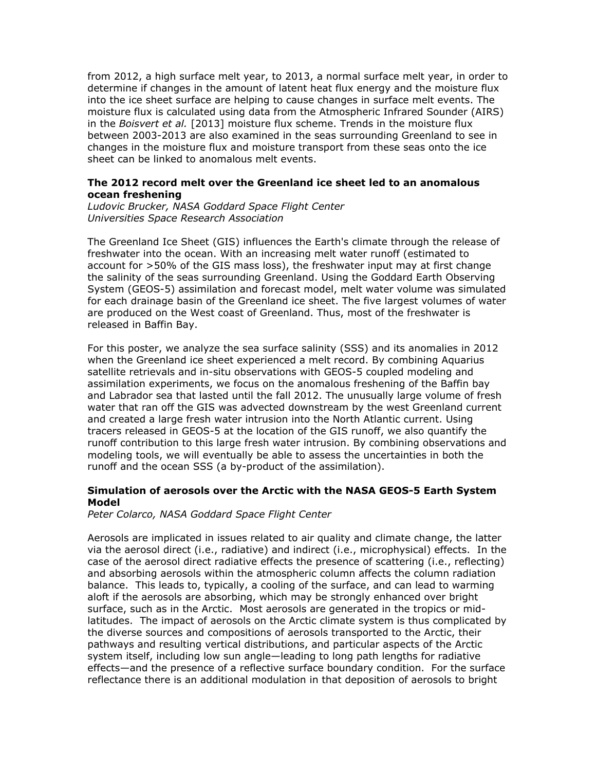from 2012, a high surface melt year, to 2013, a normal surface melt year, in order to determine if changes in the amount of latent heat flux energy and the moisture flux into the ice sheet surface are helping to cause changes in surface melt events. The moisture flux is calculated using data from the Atmospheric Infrared Sounder (AIRS) in the *Boisvert et al.* [2013] moisture flux scheme. Trends in the moisture flux between 2003-2013 are also examined in the seas surrounding Greenland to see in changes in the moisture flux and moisture transport from these seas onto the ice sheet can be linked to anomalous melt events.

**The 2012 record melt over the Greenland ice sheet led to an anomalous ocean freshening**
*Ludovic Brucker, NASA Goddard Space Flight Center*
*Universities Space Research Association*

The Greenland Ice Sheet (GIS) influences the Earth's climate through the release of freshwater into the ocean. With an increasing melt water runoff (estimated to account for >50% of the GIS mass loss), the freshwater input may at first change the salinity of the seas surrounding Greenland. Using the Goddard Earth Observing System (GEOS-5) assimilation and forecast model, melt water volume was simulated for each drainage basin of the Greenland ice sheet. The five largest volumes of water are produced on the West coast of Greenland. Thus, most of the freshwater is released in Baffin Bay.

For this poster, we analyze the sea surface salinity (SSS) and its anomalies in 2012 when the Greenland ice sheet experienced a melt record. By combining Aquarius satellite retrievals and in-situ observations with GEOS-5 coupled modeling and assimilation experiments, we focus on the anomalous freshening of the Baffin bay and Labrador sea that lasted until the fall 2012. The unusually large volume of fresh water that ran off the GIS was advected downstream by the west Greenland current and created a large fresh water intrusion into the North Atlantic current. Using tracers released in GEOS-5 at the location of the GIS runoff, we also quantify the runoff contribution to this large fresh water intrusion. By combining observations and modeling tools, we will eventually be able to assess the uncertainties in both the runoff and the ocean SSS (a by-product of the assimilation).

**Simulation of aerosols over the Arctic with the NASA GEOS-5 Earth System Model**
*Peter Colarco, NASA Goddard Space Flight Center*

Aerosols are implicated in issues related to air quality and climate change, the latter via the aerosol direct (i.e., radiative) and indirect (i.e., microphysical) effects. In the case of the aerosol direct radiative effects the presence of scattering (i.e., reflecting) and absorbing aerosols within the atmospheric column affects the column radiation balance. This leads to, typically, a cooling of the surface, and can lead to warming aloft if the aerosols are absorbing, which may be strongly enhanced over bright surface, such as in the Arctic. Most aerosols are generated in the tropics or mid-latitudes. The impact of aerosols on the Arctic climate system is thus complicated by the diverse sources and compositions of aerosols transported to the Arctic, their pathways and resulting vertical distributions, and particular aspects of the Arctic system itself, including low sun angle—leading to long path lengths for radiative effects—and the presence of a reflective surface boundary condition. For the surface reflectance there is an additional modulation in that deposition of aerosols to bright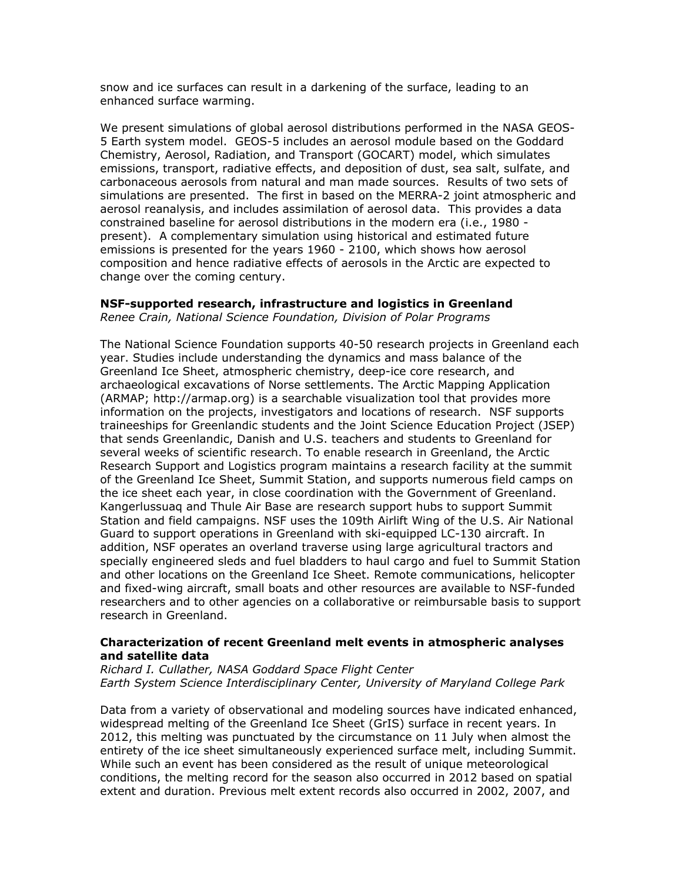snow and ice surfaces can result in a darkening of the surface, leading to an enhanced surface warming.

We present simulations of global aerosol distributions performed in the NASA GEOS-5 Earth system model. GEOS-5 includes an aerosol module based on the Goddard Chemistry, Aerosol, Radiation, and Transport (GOCART) model, which simulates emissions, transport, radiative effects, and deposition of dust, sea salt, sulfate, and carbonaceous aerosols from natural and man made sources. Results of two sets of simulations are presented. The first in based on the MERRA-2 joint atmospheric and aerosol reanalysis, and includes assimilation of aerosol data. This provides a data constrained baseline for aerosol distributions in the modern era (i.e., 1980 - present). A complementary simulation using historical and estimated future emissions is presented for the years 1960 - 2100, which shows how aerosol composition and hence radiative effects of aerosols in the Arctic are expected to change over the coming century.

**NSF-supported research, infrastructure and logistics in Greenland**
*Renee Crain, National Science Foundation, Division of Polar Programs*

The National Science Foundation supports 40-50 research projects in Greenland each year. Studies include understanding the dynamics and mass balance of the Greenland Ice Sheet, atmospheric chemistry, deep-ice core research, and archaeological excavations of Norse settlements. The Arctic Mapping Application (ARMAP; http://armap.org) is a searchable visualization tool that provides more information on the projects, investigators and locations of research. NSF supports traineeships for Greenlandic students and the Joint Science Education Project (JSEP) that sends Greenlandic, Danish and U.S. teachers and students to Greenland for several weeks of scientific research. To enable research in Greenland, the Arctic Research Support and Logistics program maintains a research facility at the summit of the Greenland Ice Sheet, Summit Station, and supports numerous field camps on the ice sheet each year, in close coordination with the Government of Greenland. Kangerlussuaq and Thule Air Base are research support hubs to support Summit Station and field campaigns. NSF uses the 109th Airlift Wing of the U.S. Air National Guard to support operations in Greenland with ski-equipped LC-130 aircraft. In addition, NSF operates an overland traverse using large agricultural tractors and specially engineered sleds and fuel bladders to haul cargo and fuel to Summit Station and other locations on the Greenland Ice Sheet. Remote communications, helicopter and fixed-wing aircraft, small boats and other resources are available to NSF-funded researchers and to other agencies on a collaborative or reimbursable basis to support research in Greenland.

**Characterization of recent Greenland melt events in atmospheric analyses and satellite data**
*Richard I. Cullather, NASA Goddard Space Flight Center*
*Earth System Science Interdisciplinary Center, University of Maryland College Park*

Data from a variety of observational and modeling sources have indicated enhanced, widespread melting of the Greenland Ice Sheet (GrIS) surface in recent years. In 2012, this melting was punctuated by the circumstance on 11 July when almost the entirety of the ice sheet simultaneously experienced surface melt, including Summit. While such an event has been considered as the result of unique meteorological conditions, the melting record for the season also occurred in 2012 based on spatial extent and duration. Previous melt extent records also occurred in 2002, 2007, and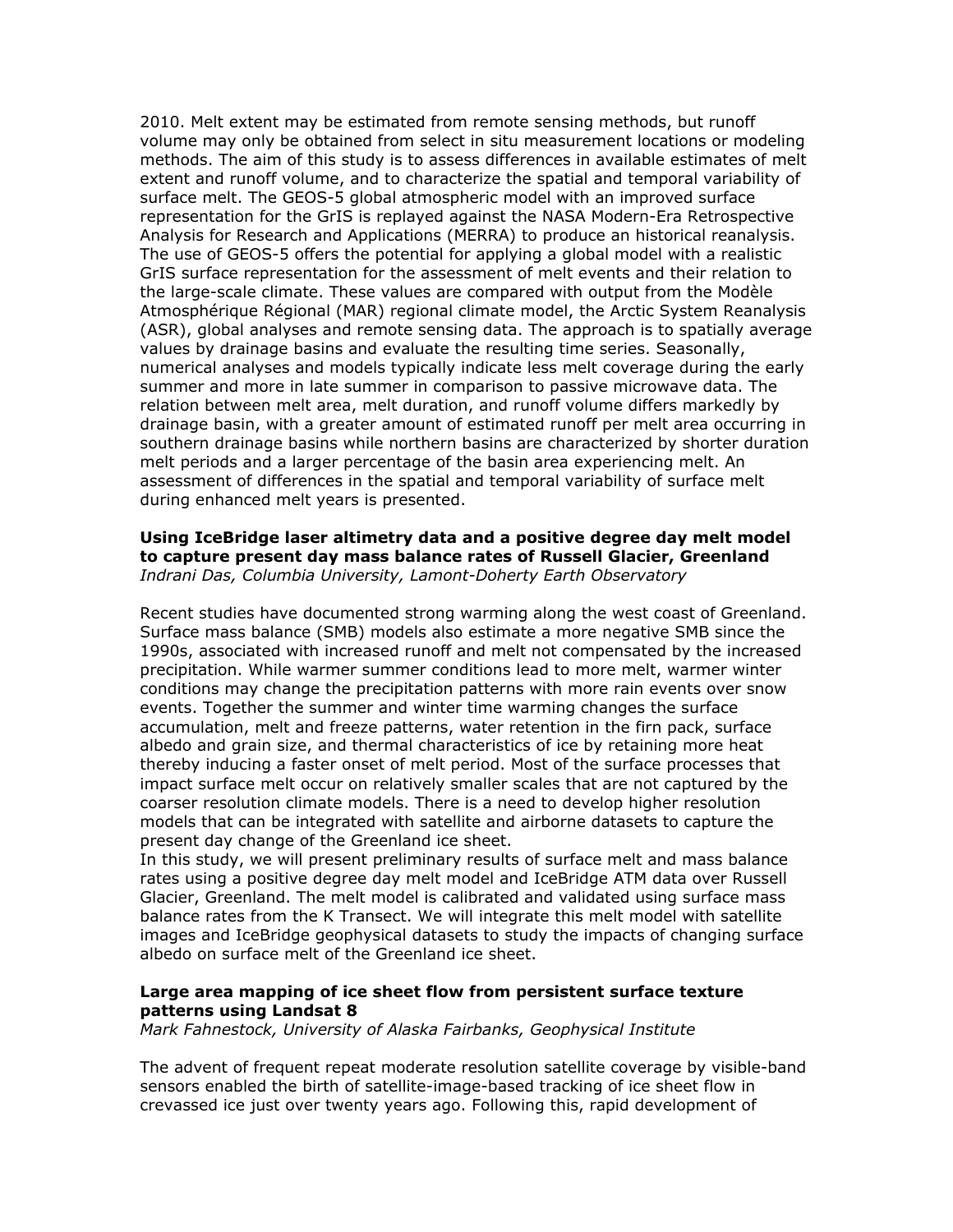2010. Melt extent may be estimated from remote sensing methods, but runoff volume may only be obtained from select in situ measurement locations or modeling methods. The aim of this study is to assess differences in available estimates of melt extent and runoff volume, and to characterize the spatial and temporal variability of surface melt. The GEOS-5 global atmospheric model with an improved surface representation for the GrIS is replayed against the NASA Modern-Era Retrospective Analysis for Research and Applications (MERRA) to produce an historical reanalysis. The use of GEOS-5 offers the potential for applying a global model with a realistic GrIS surface representation for the assessment of melt events and their relation to the large-scale climate. These values are compared with output from the Modèle Atmosphérique Régional (MAR) regional climate model, the Arctic System Reanalysis (ASR), global analyses and remote sensing data. The approach is to spatially average values by drainage basins and evaluate the resulting time series. Seasonally, numerical analyses and models typically indicate less melt coverage during the early summer and more in late summer in comparison to passive microwave data. The relation between melt area, melt duration, and runoff volume differs markedly by drainage basin, with a greater amount of estimated runoff per melt area occurring in southern drainage basins while northern basins are characterized by shorter duration melt periods and a larger percentage of the basin area experiencing melt. An assessment of differences in the spatial and temporal variability of surface melt during enhanced melt years is presented.

**Using IceBridge laser altimetry data and a positive degree day melt model to capture present day mass balance rates of Russell Glacier, Greenland**
*Indrani Das, Columbia University, Lamont-Doherty Earth Observatory*

Recent studies have documented strong warming along the west coast of Greenland. Surface mass balance (SMB) models also estimate a more negative SMB since the 1990s, associated with increased runoff and melt not compensated by the increased precipitation. While warmer summer conditions lead to more melt, warmer winter conditions may change the precipitation patterns with more rain events over snow events. Together the summer and winter time warming changes the surface accumulation, melt and freeze patterns, water retention in the firn pack, surface albedo and grain size, and thermal characteristics of ice by retaining more heat thereby inducing a faster onset of melt period. Most of the surface processes that impact surface melt occur on relatively smaller scales that are not captured by the coarser resolution climate models. There is a need to develop higher resolution models that can be integrated with satellite and airborne datasets to capture the present day change of the Greenland ice sheet.
In this study, we will present preliminary results of surface melt and mass balance rates using a positive degree day melt model and IceBridge ATM data over Russell Glacier, Greenland. The melt model is calibrated and validated using surface mass balance rates from the K Transect. We will integrate this melt model with satellite images and IceBridge geophysical datasets to study the impacts of changing surface albedo on surface melt of the Greenland ice sheet.

**Large area mapping of ice sheet flow from persistent surface texture patterns using Landsat 8**
*Mark Fahnestock, University of Alaska Fairbanks, Geophysical Institute*

The advent of frequent repeat moderate resolution satellite coverage by visible-band sensors enabled the birth of satellite-image-based tracking of ice sheet flow in crevassed ice just over twenty years ago. Following this, rapid development of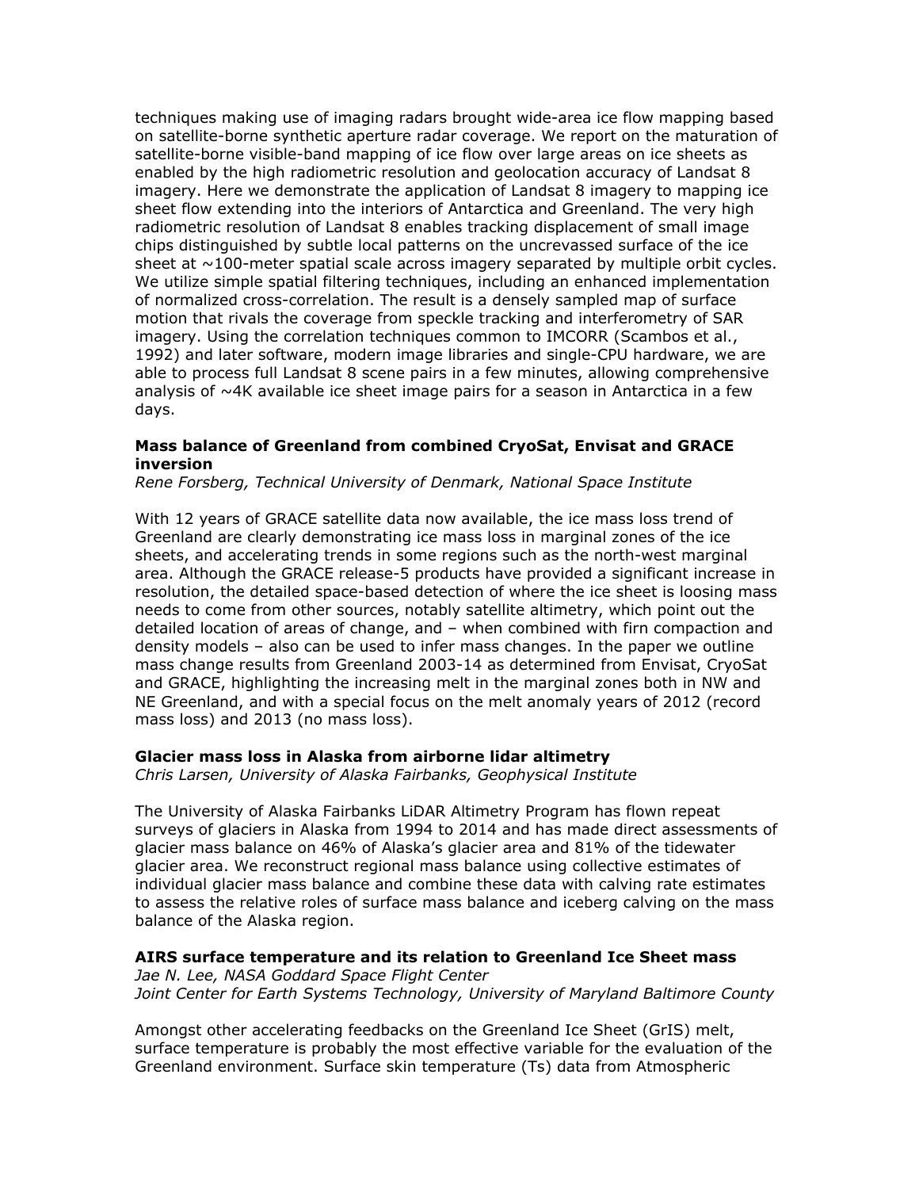techniques making use of imaging radars brought wide-area ice flow mapping based on satellite-borne synthetic aperture radar coverage. We report on the maturation of satellite-borne visible-band mapping of ice flow over large areas on ice sheets as enabled by the high radiometric resolution and geolocation accuracy of Landsat 8 imagery. Here we demonstrate the application of Landsat 8 imagery to mapping ice sheet flow extending into the interiors of Antarctica and Greenland. The very high radiometric resolution of Landsat 8 enables tracking displacement of small image chips distinguished by subtle local patterns on the uncrevassed surface of the ice sheet at ~100-meter spatial scale across imagery separated by multiple orbit cycles. We utilize simple spatial filtering techniques, including an enhanced implementation of normalized cross-correlation. The result is a densely sampled map of surface motion that rivals the coverage from speckle tracking and interferometry of SAR imagery. Using the correlation techniques common to IMCORR (Scambos et al., 1992) and later software, modern image libraries and single-CPU hardware, we are able to process full Landsat 8 scene pairs in a few minutes, allowing comprehensive analysis of ~4K available ice sheet image pairs for a season in Antarctica in a few days.

**Mass balance of Greenland from combined CryoSat, Envisat and GRACE inversion**
*Rene Forsberg, Technical University of Denmark, National Space Institute*

With 12 years of GRACE satellite data now available, the ice mass loss trend of Greenland are clearly demonstrating ice mass loss in marginal zones of the ice sheets, and accelerating trends in some regions such as the north-west marginal area. Although the GRACE release-5 products have provided a significant increase in resolution, the detailed space-based detection of where the ice sheet is loosing mass needs to come from other sources, notably satellite altimetry, which point out the detailed location of areas of change, and – when combined with firn compaction and density models – also can be used to infer mass changes. In the paper we outline mass change results from Greenland 2003-14 as determined from Envisat, CryoSat and GRACE, highlighting the increasing melt in the marginal zones both in NW and NE Greenland, and with a special focus on the melt anomaly years of 2012 (record mass loss) and 2013 (no mass loss).

**Glacier mass loss in Alaska from airborne lidar altimetry**
*Chris Larsen, University of Alaska Fairbanks, Geophysical Institute*

The University of Alaska Fairbanks LiDAR Altimetry Program has flown repeat surveys of glaciers in Alaska from 1994 to 2014 and has made direct assessments of glacier mass balance on 46% of Alaska's glacier area and 81% of the tidewater glacier area. We reconstruct regional mass balance using collective estimates of individual glacier mass balance and combine these data with calving rate estimates to assess the relative roles of surface mass balance and iceberg calving on the mass balance of the Alaska region.

**AIRS surface temperature and its relation to Greenland Ice Sheet mass**
*Jae N. Lee, NASA Goddard Space Flight Center*
*Joint Center for Earth Systems Technology, University of Maryland Baltimore County*

Amongst other accelerating feedbacks on the Greenland Ice Sheet (GrIS) melt, surface temperature is probably the most effective variable for the evaluation of the Greenland environment. Surface skin temperature (Ts) data from Atmospheric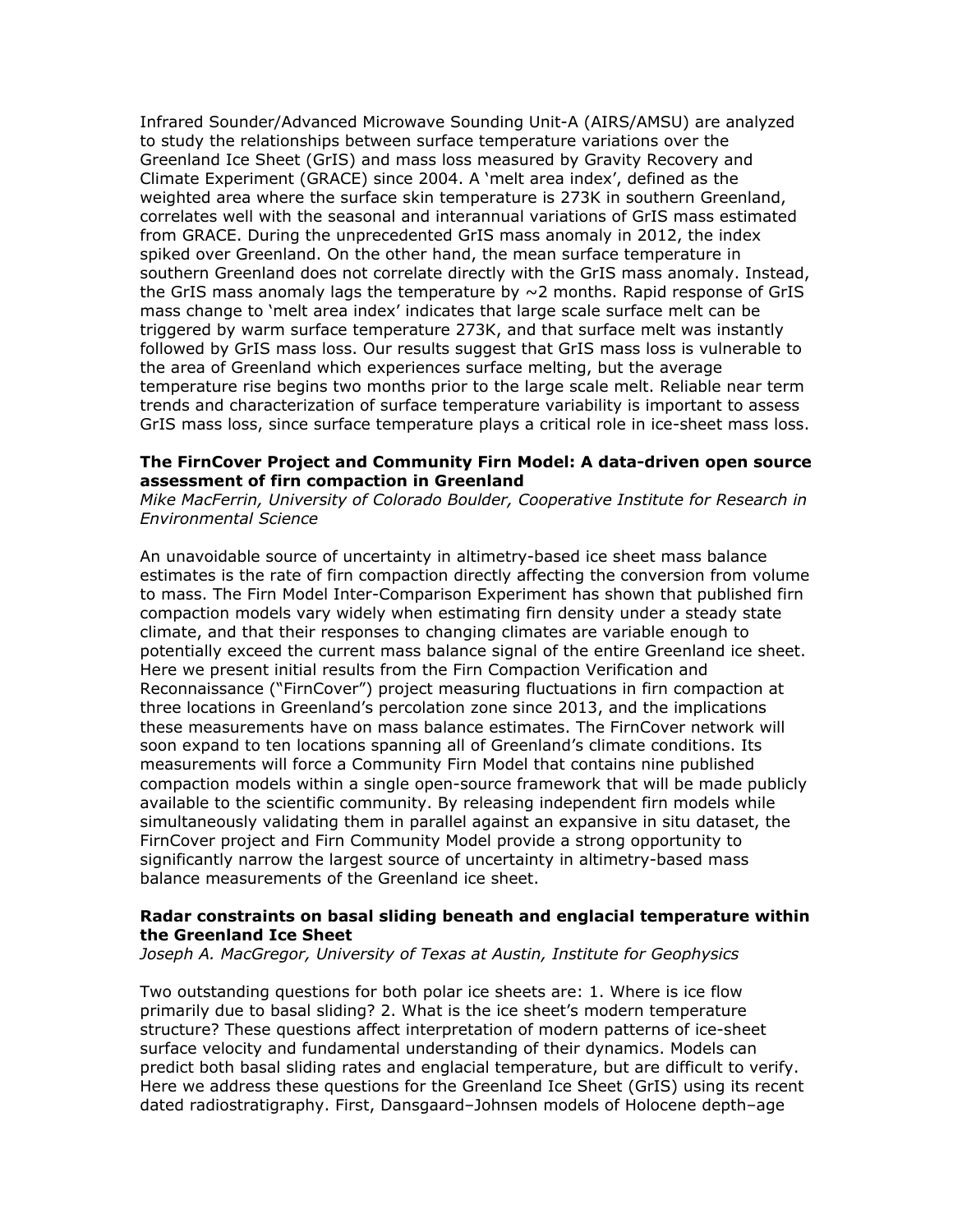Infrared Sounder/Advanced Microwave Sounding Unit-A (AIRS/AMSU) are analyzed to study the relationships between surface temperature variations over the Greenland Ice Sheet (GrIS) and mass loss measured by Gravity Recovery and Climate Experiment (GRACE) since 2004. A 'melt area index', defined as the weighted area where the surface skin temperature is 273K in southern Greenland, correlates well with the seasonal and interannual variations of GrIS mass estimated from GRACE. During the unprecedented GrIS mass anomaly in 2012, the index spiked over Greenland. On the other hand, the mean surface temperature in southern Greenland does not correlate directly with the GrIS mass anomaly. Instead, the GrIS mass anomaly lags the temperature by ~2 months. Rapid response of GrIS mass change to 'melt area index' indicates that large scale surface melt can be triggered by warm surface temperature 273K, and that surface melt was instantly followed by GrIS mass loss. Our results suggest that GrIS mass loss is vulnerable to the area of Greenland which experiences surface melting, but the average temperature rise begins two months prior to the large scale melt. Reliable near term trends and characterization of surface temperature variability is important to assess GrIS mass loss, since surface temperature plays a critical role in ice-sheet mass loss.

### The FirnCover Project and Community Firn Model: A data-driven open source assessment of firn compaction in Greenland

*Mike MacFerrin, University of Colorado Boulder, Cooperative Institute for Research in Environmental Science*

An unavoidable source of uncertainty in altimetry-based ice sheet mass balance estimates is the rate of firn compaction directly affecting the conversion from volume to mass. The Firn Model Inter-Comparison Experiment has shown that published firn compaction models vary widely when estimating firn density under a steady state climate, and that their responses to changing climates are variable enough to potentially exceed the current mass balance signal of the entire Greenland ice sheet. Here we present initial results from the Firn Compaction Verification and Reconnaissance ("FirnCover") project measuring fluctuations in firn compaction at three locations in Greenland's percolation zone since 2013, and the implications these measurements have on mass balance estimates. The FirnCover network will soon expand to ten locations spanning all of Greenland's climate conditions. Its measurements will force a Community Firn Model that contains nine published compaction models within a single open-source framework that will be made publicly available to the scientific community. By releasing independent firn models while simultaneously validating them in parallel against an expansive in situ dataset, the FirnCover project and Firn Community Model provide a strong opportunity to significantly narrow the largest source of uncertainty in altimetry-based mass balance measurements of the Greenland ice sheet.

### Radar constraints on basal sliding beneath and englacial temperature within the Greenland Ice Sheet

*Joseph A. MacGregor, University of Texas at Austin, Institute for Geophysics*

Two outstanding questions for both polar ice sheets are: 1. Where is ice flow primarily due to basal sliding? 2. What is the ice sheet's modern temperature structure? These questions affect interpretation of modern patterns of ice-sheet surface velocity and fundamental understanding of their dynamics. Models can predict both basal sliding rates and englacial temperature, but are difficult to verify. Here we address these questions for the Greenland Ice Sheet (GrIS) using its recent dated radiostratigraphy. First, Dansgaard–Johnsen models of Holocene depth–age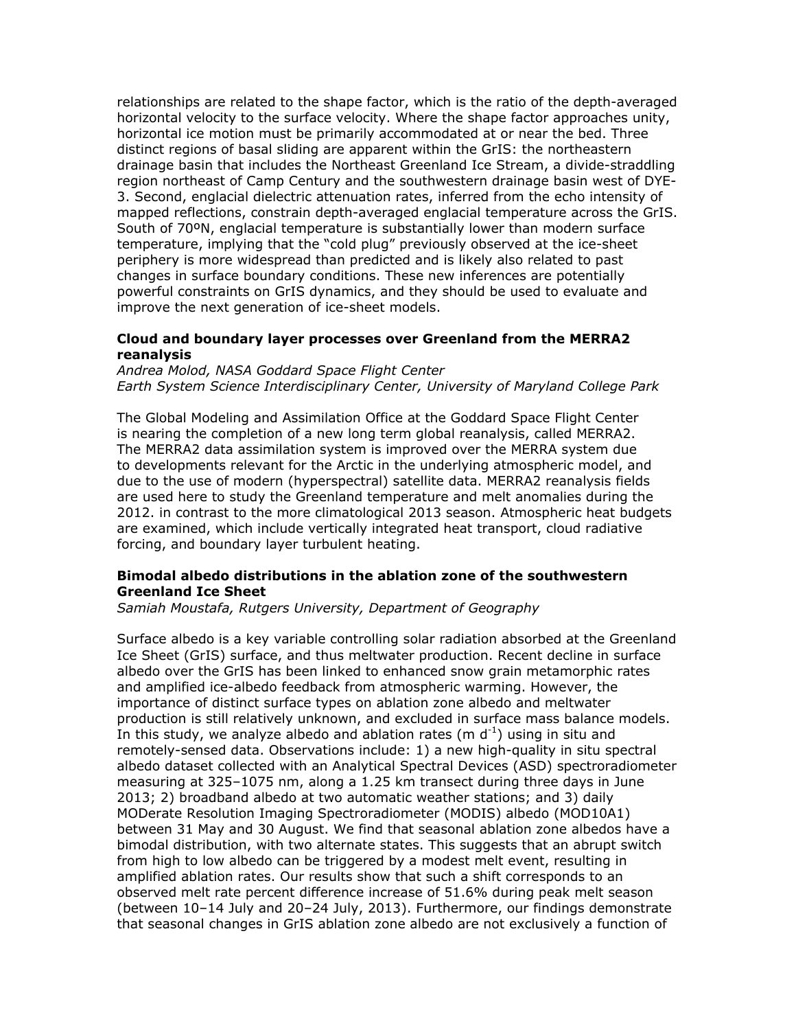relationships are related to the shape factor, which is the ratio of the depth-averaged horizontal velocity to the surface velocity. Where the shape factor approaches unity, horizontal ice motion must be primarily accommodated at or near the bed. Three distinct regions of basal sliding are apparent within the GrIS: the northeastern drainage basin that includes the Northeast Greenland Ice Stream, a divide-straddling region northeast of Camp Century and the southwestern drainage basin west of DYE-3. Second, englacial dielectric attenuation rates, inferred from the echo intensity of mapped reflections, constrain depth-averaged englacial temperature across the GrIS. South of 70ºN, englacial temperature is substantially lower than modern surface temperature, implying that the "cold plug" previously observed at the ice-sheet periphery is more widespread than predicted and is likely also related to past changes in surface boundary conditions. These new inferences are potentially powerful constraints on GrIS dynamics, and they should be used to evaluate and improve the next generation of ice-sheet models.

### Cloud and boundary layer processes over Greenland from the MERRA2 reanalysis

*Andrea Molod, NASA Goddard Space Flight Center*
*Earth System Science Interdisciplinary Center, University of Maryland College Park*

The Global Modeling and Assimilation Office at the Goddard Space Flight Center is nearing the completion of a new long term global reanalysis, called MERRA2. The MERRA2 data assimilation system is improved over the MERRA system due to developments relevant for the Arctic in the underlying atmospheric model, and due to the use of modern (hyperspectral) satellite data. MERRA2 reanalysis fields are used here to study the Greenland temperature and melt anomalies during the 2012. in contrast to the more climatological 2013 season. Atmospheric heat budgets are examined, which include vertically integrated heat transport, cloud radiative forcing, and boundary layer turbulent heating.

### Bimodal albedo distributions in the ablation zone of the southwestern Greenland Ice Sheet

*Samiah Moustafa, Rutgers University, Department of Geography*

Surface albedo is a key variable controlling solar radiation absorbed at the Greenland Ice Sheet (GrIS) surface, and thus meltwater production. Recent decline in surface albedo over the GrIS has been linked to enhanced snow grain metamorphic rates and amplified ice-albedo feedback from atmospheric warming. However, the importance of distinct surface types on ablation zone albedo and meltwater production is still relatively unknown, and excluded in surface mass balance models. In this study, we analyze albedo and ablation rates (m $d^{-1}$) using in situ and remotely-sensed data. Observations include: 1) a new high-quality in situ spectral albedo dataset collected with an Analytical Spectral Devices (ASD) spectroradiometer measuring at 325–1075 nm, along a 1.25 km transect during three days in June 2013; 2) broadband albedo at two automatic weather stations; and 3) daily MODerate Resolution Imaging Spectroradiometer (MODIS) albedo (MOD10A1) between 31 May and 30 August. We find that seasonal ablation zone albedos have a bimodal distribution, with two alternate states. This suggests that an abrupt switch from high to low albedo can be triggered by a modest melt event, resulting in amplified ablation rates. Our results show that such a shift corresponds to an observed melt rate percent difference increase of 51.6% during peak melt season (between 10–14 July and 20–24 July, 2013). Furthermore, our findings demonstrate that seasonal changes in GrIS ablation zone albedo are not exclusively a function of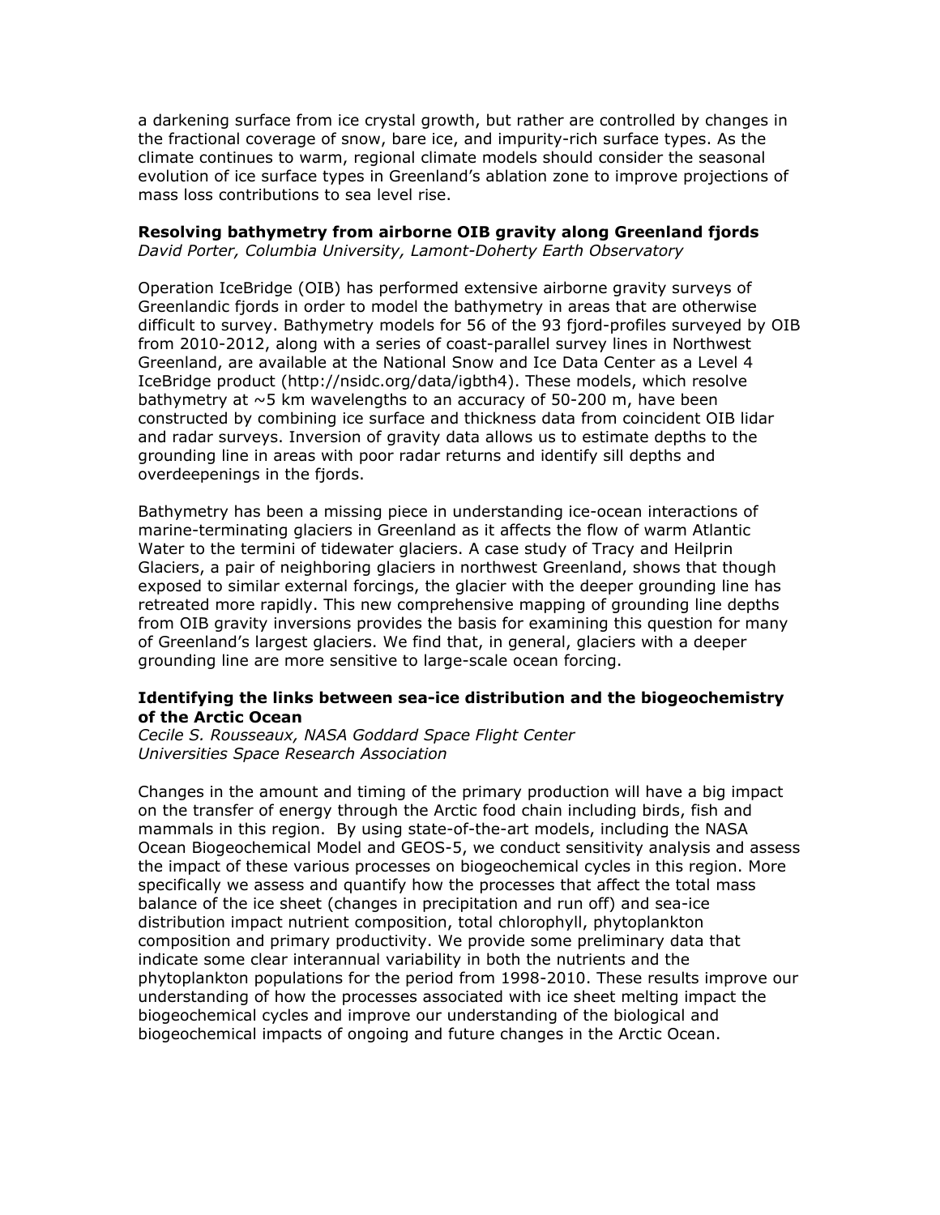a darkening surface from ice crystal growth, but rather are controlled by changes in the fractional coverage of snow, bare ice, and impurity-rich surface types. As the climate continues to warm, regional climate models should consider the seasonal evolution of ice surface types in Greenland's ablation zone to improve projections of mass loss contributions to sea level rise.

**Resolving bathymetry from airborne OIB gravity along Greenland fjords**
*David Porter, Columbia University, Lamont-Doherty Earth Observatory*

Operation IceBridge (OIB) has performed extensive airborne gravity surveys of Greenlandic fjords in order to model the bathymetry in areas that are otherwise difficult to survey. Bathymetry models for 56 of the 93 fjord-profiles surveyed by OIB from 2010-2012, along with a series of coast-parallel survey lines in Northwest Greenland, are available at the National Snow and Ice Data Center as a Level 4 IceBridge product (http://nsidc.org/data/igbth4). These models, which resolve bathymetry at ~5 km wavelengths to an accuracy of 50-200 m, have been constructed by combining ice surface and thickness data from coincident OIB lidar and radar surveys. Inversion of gravity data allows us to estimate depths to the grounding line in areas with poor radar returns and identify sill depths and overdeepenings in the fjords.

Bathymetry has been a missing piece in understanding ice-ocean interactions of marine-terminating glaciers in Greenland as it affects the flow of warm Atlantic Water to the termini of tidewater glaciers. A case study of Tracy and Heilprin Glaciers, a pair of neighboring glaciers in northwest Greenland, shows that though exposed to similar external forcings, the glacier with the deeper grounding line has retreated more rapidly. This new comprehensive mapping of grounding line depths from OIB gravity inversions provides the basis for examining this question for many of Greenland's largest glaciers. We find that, in general, glaciers with a deeper grounding line are more sensitive to large-scale ocean forcing.

**Identifying the links between sea-ice distribution and the biogeochemistry of the Arctic Ocean**
*Cecile S. Rousseaux, NASA Goddard Space Flight Center*
*Universities Space Research Association*

Changes in the amount and timing of the primary production will have a big impact on the transfer of energy through the Arctic food chain including birds, fish and mammals in this region. By using state-of-the-art models, including the NASA Ocean Biogeochemical Model and GEOS-5, we conduct sensitivity analysis and assess the impact of these various processes on biogeochemical cycles in this region. More specifically we assess and quantify how the processes that affect the total mass balance of the ice sheet (changes in precipitation and run off) and sea-ice distribution impact nutrient composition, total chlorophyll, phytoplankton composition and primary productivity. We provide some preliminary data that indicate some clear interannual variability in both the nutrients and the phytoplankton populations for the period from 1998-2010. These results improve our understanding of how the processes associated with ice sheet melting impact the biogeochemical cycles and improve our understanding of the biological and biogeochemical impacts of ongoing and future changes in the Arctic Ocean.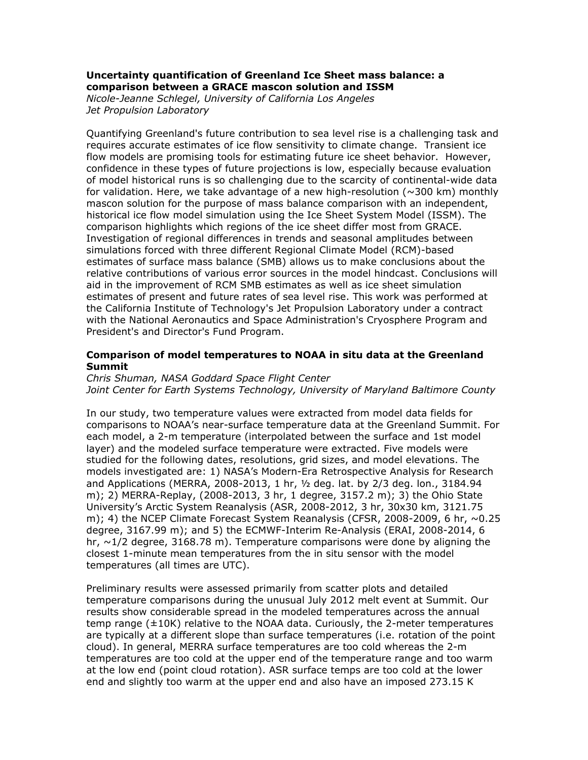**Uncertainty quantification of Greenland Ice Sheet mass balance: a comparison between a GRACE mascon solution and ISSM**

*Nicole-Jeanne Schlegel, University of California Los Angeles*
*Jet Propulsion Laboratory*

Quantifying Greenland's future contribution to sea level rise is a challenging task and requires accurate estimates of ice flow sensitivity to climate change. Transient ice flow models are promising tools for estimating future ice sheet behavior. However, confidence in these types of future projections is low, especially because evaluation of model historical runs is so challenging due to the scarcity of continental-wide data for validation. Here, we take advantage of a new high-resolution (~300 km) monthly mascon solution for the purpose of mass balance comparison with an independent, historical ice flow model simulation using the Ice Sheet System Model (ISSM). The comparison highlights which regions of the ice sheet differ most from GRACE. Investigation of regional differences in trends and seasonal amplitudes between simulations forced with three different Regional Climate Model (RCM)-based estimates of surface mass balance (SMB) allows us to make conclusions about the relative contributions of various error sources in the model hindcast. Conclusions will aid in the improvement of RCM SMB estimates as well as ice sheet simulation estimates of present and future rates of sea level rise. This work was performed at the California Institute of Technology's Jet Propulsion Laboratory under a contract with the National Aeronautics and Space Administration's Cryosphere Program and President's and Director's Fund Program.

**Comparison of model temperatures to NOAA in situ data at the Greenland Summit**

*Chris Shuman, NASA Goddard Space Flight Center*
*Joint Center for Earth Systems Technology, University of Maryland Baltimore County*

In our study, two temperature values were extracted from model data fields for comparisons to NOAA's near-surface temperature data at the Greenland Summit. For each model, a 2-m temperature (interpolated between the surface and 1st model layer) and the modeled surface temperature were extracted. Five models were studied for the following dates, resolutions, grid sizes, and model elevations. The models investigated are: 1) NASA's Modern-Era Retrospective Analysis for Research and Applications (MERRA, 2008-2013, 1 hr, ½ deg. lat. by 2/3 deg. lon., 3184.94 m); 2) MERRA-Replay, (2008-2013, 3 hr, 1 degree, 3157.2 m); 3) the Ohio State University's Arctic System Reanalysis (ASR, 2008-2012, 3 hr, 30x30 km, 3121.75 m); 4) the NCEP Climate Forecast System Reanalysis (CFSR, 2008-2009, 6 hr, ~0.25 degree, 3167.99 m); and 5) the ECMWF-Interim Re-Analysis (ERAI, 2008-2014, 6 hr, ~1/2 degree, 3168.78 m). Temperature comparisons were done by aligning the closest 1-minute mean temperatures from the in situ sensor with the model temperatures (all times are UTC).

Preliminary results were assessed primarily from scatter plots and detailed temperature comparisons during the unusual July 2012 melt event at Summit. Our results show considerable spread in the modeled temperatures across the annual temp range (±10K) relative to the NOAA data. Curiously, the 2-meter temperatures are typically at a different slope than surface temperatures (i.e. rotation of the point cloud). In general, MERRA surface temperatures are too cold whereas the 2-m temperatures are too cold at the upper end of the temperature range and too warm at the low end (point cloud rotation). ASR surface temps are too cold at the lower end and slightly too warm at the upper end and also have an imposed 273.15 K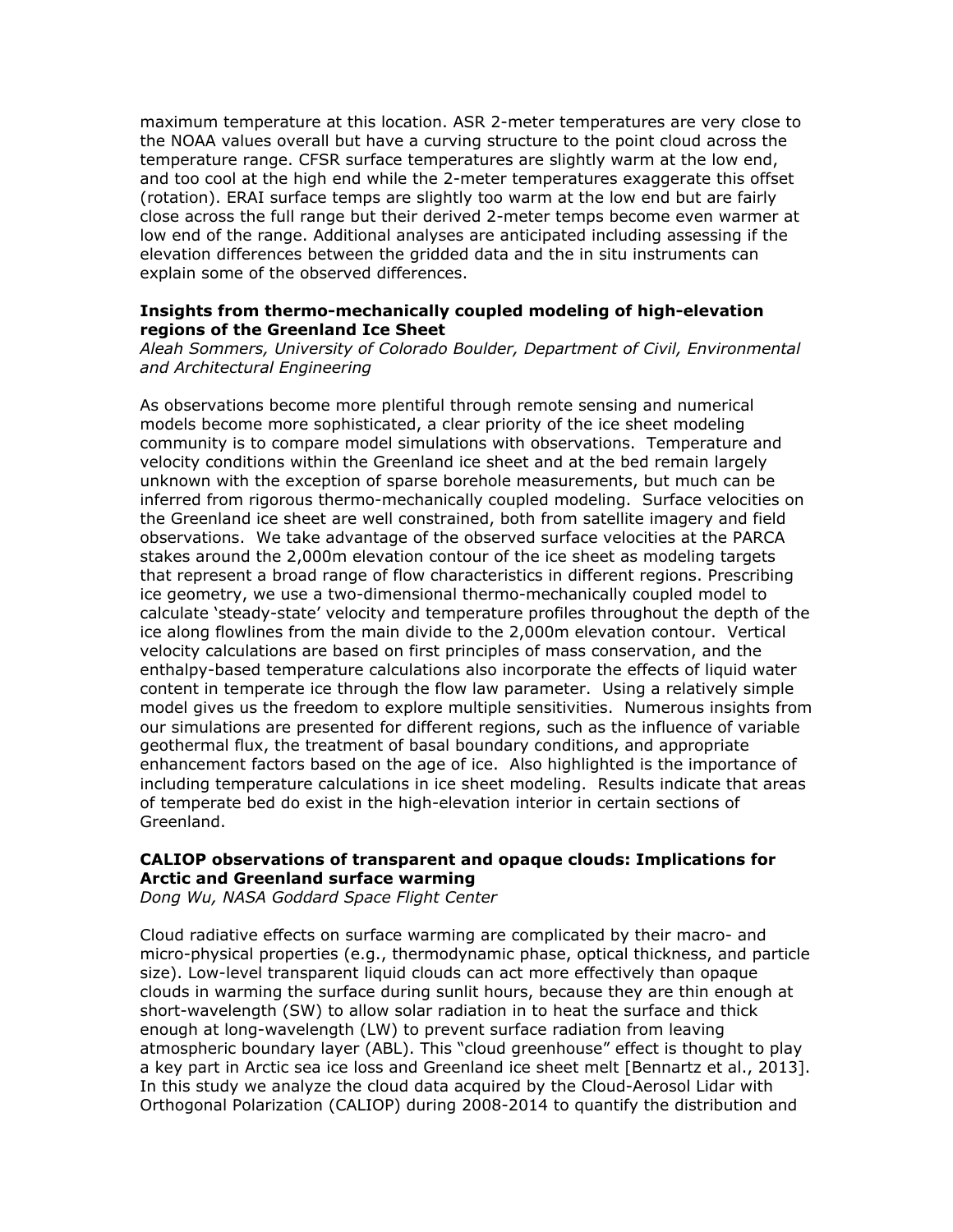maximum temperature at this location. ASR 2-meter temperatures are very close to the NOAA values overall but have a curving structure to the point cloud across the temperature range. CFSR surface temperatures are slightly warm at the low end, and too cool at the high end while the 2-meter temperatures exaggerate this offset (rotation). ERAI surface temps are slightly too warm at the low end but are fairly close across the full range but their derived 2-meter temps become even warmer at low end of the range. Additional analyses are anticipated including assessing if the elevation differences between the gridded data and the in situ instruments can explain some of the observed differences.

### Insights from thermo-mechanically coupled modeling of high-elevation regions of the Greenland Ice Sheet

*Aleah Sommers, University of Colorado Boulder, Department of Civil, Environmental and Architectural Engineering*

As observations become more plentiful through remote sensing and numerical models become more sophisticated, a clear priority of the ice sheet modeling community is to compare model simulations with observations. Temperature and velocity conditions within the Greenland ice sheet and at the bed remain largely unknown with the exception of sparse borehole measurements, but much can be inferred from rigorous thermo-mechanically coupled modeling. Surface velocities on the Greenland ice sheet are well constrained, both from satellite imagery and field observations. We take advantage of the observed surface velocities at the PARCA stakes around the 2,000m elevation contour of the ice sheet as modeling targets that represent a broad range of flow characteristics in different regions. Prescribing ice geometry, we use a two-dimensional thermo-mechanically coupled model to calculate 'steady-state' velocity and temperature profiles throughout the depth of the ice along flowlines from the main divide to the 2,000m elevation contour. Vertical velocity calculations are based on first principles of mass conservation, and the enthalpy-based temperature calculations also incorporate the effects of liquid water content in temperate ice through the flow law parameter. Using a relatively simple model gives us the freedom to explore multiple sensitivities. Numerous insights from our simulations are presented for different regions, such as the influence of variable geothermal flux, the treatment of basal boundary conditions, and appropriate enhancement factors based on the age of ice. Also highlighted is the importance of including temperature calculations in ice sheet modeling. Results indicate that areas of temperate bed do exist in the high-elevation interior in certain sections of Greenland.

### CALIOP observations of transparent and opaque clouds: Implications for Arctic and Greenland surface warming

*Dong Wu, NASA Goddard Space Flight Center*

Cloud radiative effects on surface warming are complicated by their macro- and micro-physical properties (e.g., thermodynamic phase, optical thickness, and particle size). Low-level transparent liquid clouds can act more effectively than opaque clouds in warming the surface during sunlit hours, because they are thin enough at short-wavelength (SW) to allow solar radiation in to heat the surface and thick enough at long-wavelength (LW) to prevent surface radiation from leaving atmospheric boundary layer (ABL). This "cloud greenhouse" effect is thought to play a key part in Arctic sea ice loss and Greenland ice sheet melt [Bennartz et al., 2013]. In this study we analyze the cloud data acquired by the Cloud-Aerosol Lidar with Orthogonal Polarization (CALIOP) during 2008-2014 to quantify the distribution and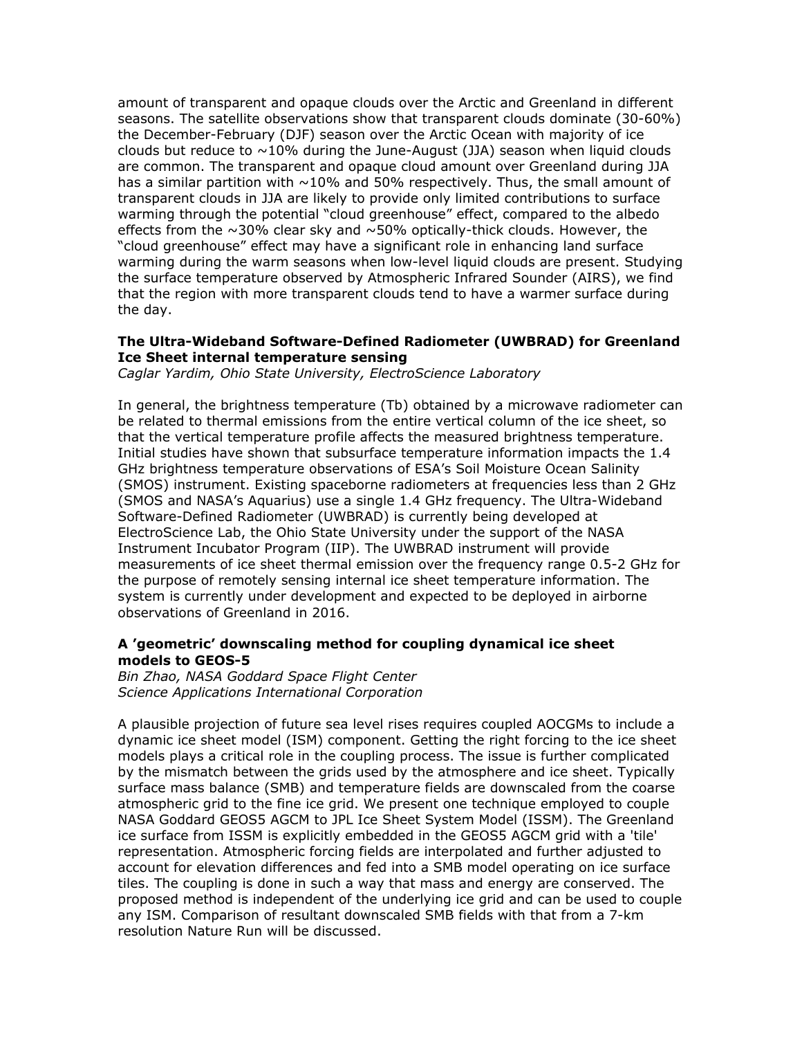amount of transparent and opaque clouds over the Arctic and Greenland in different seasons. The satellite observations show that transparent clouds dominate (30-60%) the December-February (DJF) season over the Arctic Ocean with majority of ice clouds but reduce to ~10% during the June-August (JJA) season when liquid clouds are common. The transparent and opaque cloud amount over Greenland during JJA has a similar partition with ~10% and 50% respectively. Thus, the small amount of transparent clouds in JJA are likely to provide only limited contributions to surface warming through the potential "cloud greenhouse" effect, compared to the albedo effects from the ~30% clear sky and ~50% optically-thick clouds. However, the "cloud greenhouse" effect may have a significant role in enhancing land surface warming during the warm seasons when low-level liquid clouds are present. Studying the surface temperature observed by Atmospheric Infrared Sounder (AIRS), we find that the region with more transparent clouds tend to have a warmer surface during the day.

**The Ultra-Wideband Software-Defined Radiometer (UWBRAD) for Greenland Ice Sheet internal temperature sensing**
*Caglar Yardim, Ohio State University, ElectroScience Laboratory*

In general, the brightness temperature (Tb) obtained by a microwave radiometer can be related to thermal emissions from the entire vertical column of the ice sheet, so that the vertical temperature profile affects the measured brightness temperature. Initial studies have shown that subsurface temperature information impacts the 1.4 GHz brightness temperature observations of ESA's Soil Moisture Ocean Salinity (SMOS) instrument. Existing spaceborne radiometers at frequencies less than 2 GHz (SMOS and NASA's Aquarius) use a single 1.4 GHz frequency. The Ultra-Wideband Software-Defined Radiometer (UWBRAD) is currently being developed at ElectroScience Lab, the Ohio State University under the support of the NASA Instrument Incubator Program (IIP). The UWBRAD instrument will provide measurements of ice sheet thermal emission over the frequency range 0.5-2 GHz for the purpose of remotely sensing internal ice sheet temperature information. The system is currently under development and expected to be deployed in airborne observations of Greenland in 2016.

**A 'geometric' downscaling method for coupling dynamical ice sheet models to GEOS-5**
*Bin Zhao, NASA Goddard Space Flight Center*
*Science Applications International Corporation*

A plausible projection of future sea level rises requires coupled AOCGMs to include a dynamic ice sheet model (ISM) component. Getting the right forcing to the ice sheet models plays a critical role in the coupling process. The issue is further complicated by the mismatch between the grids used by the atmosphere and ice sheet. Typically surface mass balance (SMB) and temperature fields are downscaled from the coarse atmospheric grid to the fine ice grid. We present one technique employed to couple NASA Goddard GEOS5 AGCM to JPL Ice Sheet System Model (ISSM). The Greenland ice surface from ISSM is explicitly embedded in the GEOS5 AGCM grid with a 'tile' representation. Atmospheric forcing fields are interpolated and further adjusted to account for elevation differences and fed into a SMB model operating on ice surface tiles. The coupling is done in such a way that mass and energy are conserved. The proposed method is independent of the underlying ice grid and can be used to couple any ISM. Comparison of resultant downscaled SMB fields with that from a 7-km resolution Nature Run will be discussed.